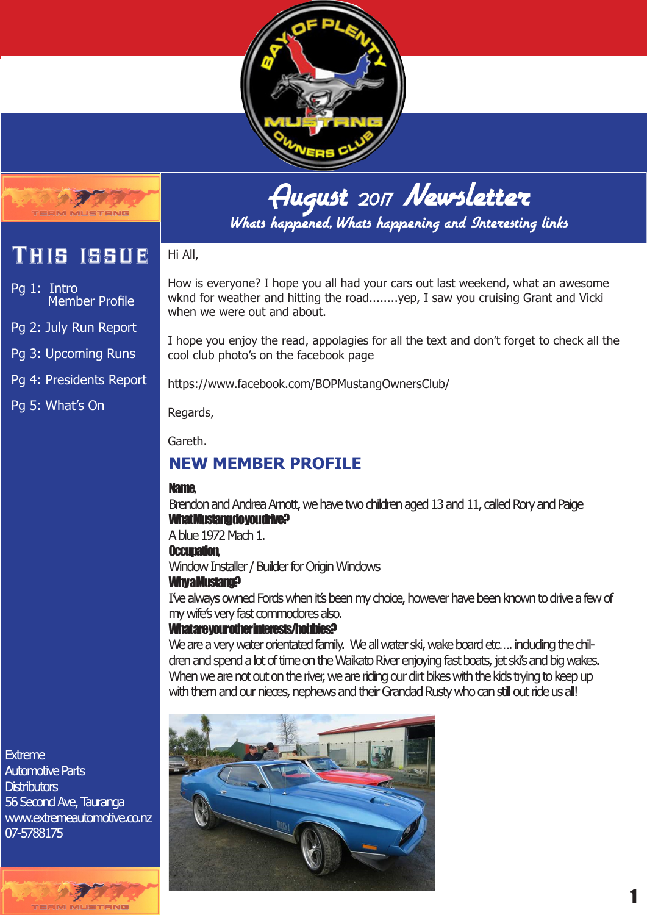# August 2017 Newsletter

*Whats happened, Whats happening and Interesting links*

## This Issue

- Pg 1: Intro
  Member Profile
- Pg 2: July Run Report
- Pg 3: Upcoming Runs
- Pg 4: Presidents Report
- Pg 5: What's On

Hi All,

How is everyone? I hope you all had your cars out last weekend, what an awesome wknd for weather and hitting the road........yep, I saw you cruising Grant and Vicki when we were out and about.

I hope you enjoy the read, appologies for all the text and don't forget to check all the cool club photo's on the facebook page

https://www.facebook.com/BOPMustangOwnersClub/

Regards,

Gareth.

## NEW MEMBER PROFILE

**Name,**
Brendon and Andrea Arnott, we have two children aged 13 and 11, called Rory and Paige

**What Mustang do you drive?**
A blue 1972 Mach 1.

**Occupation,**
Window Installer / Builder for Origin Windows

**Why a Mustang?**
I've always owned Fords when it's been my choice, however have been known to drive a few of my wife's very fast commodores also.

**What are your other interests/hobbies?**
We are a very water orientated family. We all water ski, wake board etc…. including the children and spend a lot of time on the Waikato River enjoying fast boats, jet ski's and big wakes. When we are not out on the river, we are riding our dirt bikes with the kids trying to keep up with them and our nieces, nephews and their Grandad Rusty who can still out ride us all!

Extreme
Automotive Parts
Distributors
56 Second Ave, Tauranga
www.extremeautomotive.co.nz
07-5788175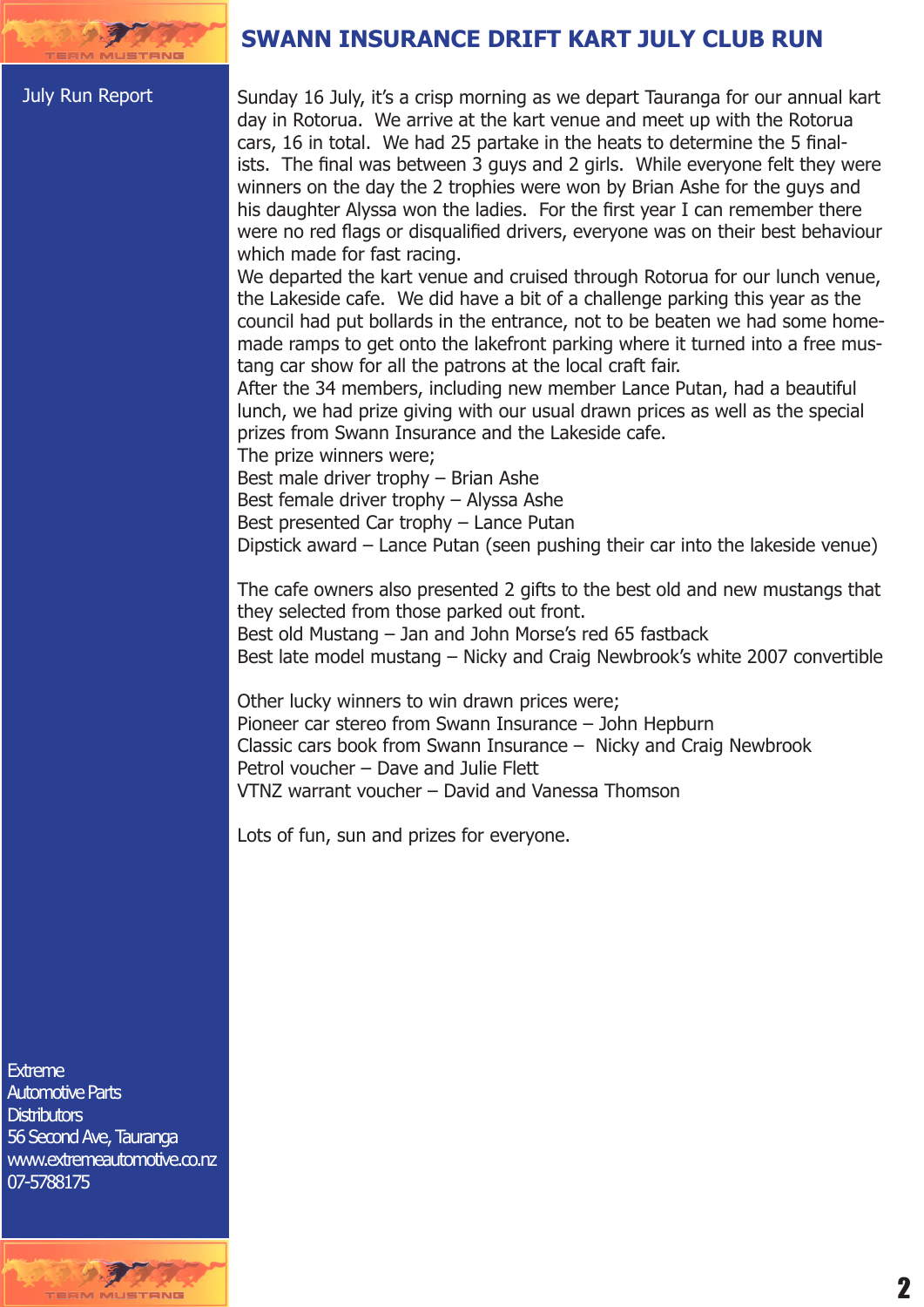# SWANN INSURANCE DRIFT KART JULY CLUB RUN

July Run Report

Sunday 16 July, it's a crisp morning as we depart Tauranga for our annual kart day in Rotorua. We arrive at the kart venue and meet up with the Rotorua cars, 16 in total. We had 25 partake in the heats to determine the 5 finalists. The final was between 3 guys and 2 girls. While everyone felt they were winners on the day the 2 trophies were won by Brian Ashe for the guys and his daughter Alyssa won the ladies. For the first year I can remember there were no red flags or disqualified drivers, everyone was on their best behaviour which made for fast racing.

We departed the kart venue and cruised through Rotorua for our lunch venue, the Lakeside cafe. We did have a bit of a challenge parking this year as the council had put bollards in the entrance, not to be beaten we had some homemade ramps to get onto the lakefront parking where it turned into a free mustang car show for all the patrons at the local craft fair.

After the 34 members, including new member Lance Putan, had a beautiful lunch, we had prize giving with our usual drawn prices as well as the special prizes from Swann Insurance and the Lakeside cafe.

The prize winners were;

Best male driver trophy – Brian Ashe
Best female driver trophy – Alyssa Ashe
Best presented Car trophy – Lance Putan
Dipstick award – Lance Putan (seen pushing their car into the lakeside venue)

The cafe owners also presented 2 gifts to the best old and new mustangs that they selected from those parked out front.

Best old Mustang – Jan and John Morse's red 65 fastback
Best late model mustang – Nicky and Craig Newbrook's white 2007 convertible

Other lucky winners to win drawn prices were;

Pioneer car stereo from Swann Insurance – John Hepburn
Classic cars book from Swann Insurance – Nicky and Craig Newbrook
Petrol voucher – Dave and Julie Flett
VTNZ warrant voucher – David and Vanessa Thomson

Lots of fun, sun and prizes for everyone.

Extreme
Automotive Parts
Distributors
56 Second Ave, Tauranga
www.extremeautomotive.co.nz
07-5788175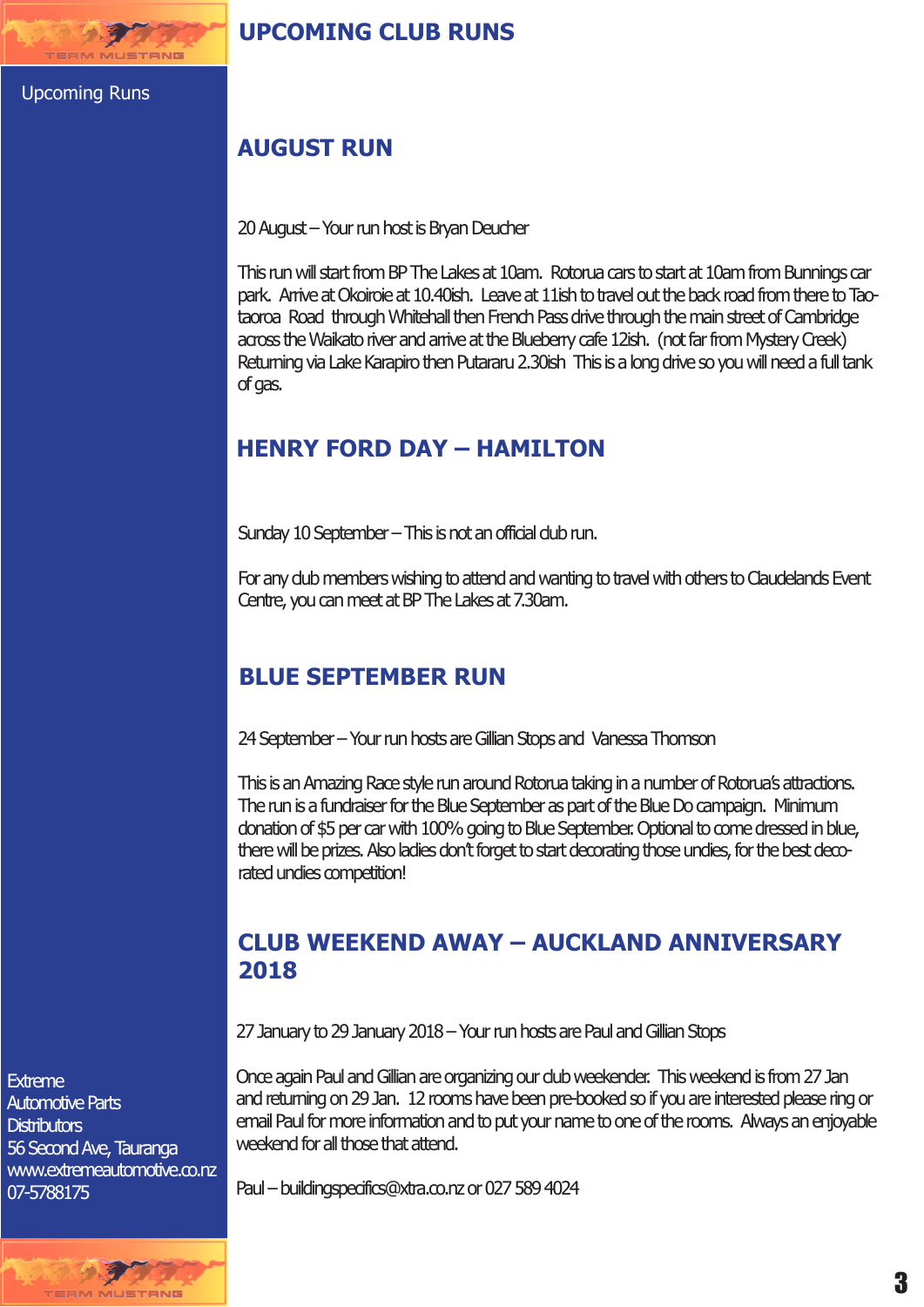# UPCOMING CLUB RUNS

Upcoming Runs

## AUGUST RUN

20 August – Your run host is Bryan Deucher

This run will start from BP The Lakes at 10am. Rotorua cars to start at 10am from Bunnings car park. Arrive at Okoiroie at 10.40ish. Leave at 11ish to travel out the back road from there to Tao-taoroa Road through Whitehall then French Pass drive through the main street of Cambridge across the Waikato river and arrive at the Blueberry cafe 12ish. (not far from Mystery Creek) Returning via Lake Karapiro then Putararu 2.30ish This is a long drive so you will need a full tank of gas.

## HENRY FORD DAY – HAMILTON

Sunday 10 September – This is not an official club run.

For any club members wishing to attend and wanting to travel with others to Claudelands Event Centre, you can meet at BP The Lakes at 7.30am.

## BLUE SEPTEMBER RUN

24 September – Your run hosts are Gillian Stops and Vanessa Thomson

This is an Amazing Race style run around Rotorua taking in a number of Rotorua's attractions. The run is a fundraiser for the Blue September as part of the Blue Do campaign. Minimum donation of $5 per car with 100% going to Blue September. Optional to come dressed in blue, there will be prizes. Also ladies don't forget to start decorating those undies, for the best decorated undies competition!

## CLUB WEEKEND AWAY – AUCKLAND ANNIVERSARY 2018

27 January to 29 January 2018 – Your run hosts are Paul and Gillian Stops

Once again Paul and Gillian are organizing our club weekender. This weekend is from 27 Jan and returning on 29 Jan. 12 rooms have been pre-booked so if you are interested please ring or email Paul for more information and to put your name to one of the rooms. Always an enjoyable weekend for all those that attend.

Paul – buildingspecifics@xtra.co.nz or 027 589 4024

Extreme
Automotive Parts
Distributors
56 Second Ave, Tauranga
www.extremeautomotive.co.nz
07-5788175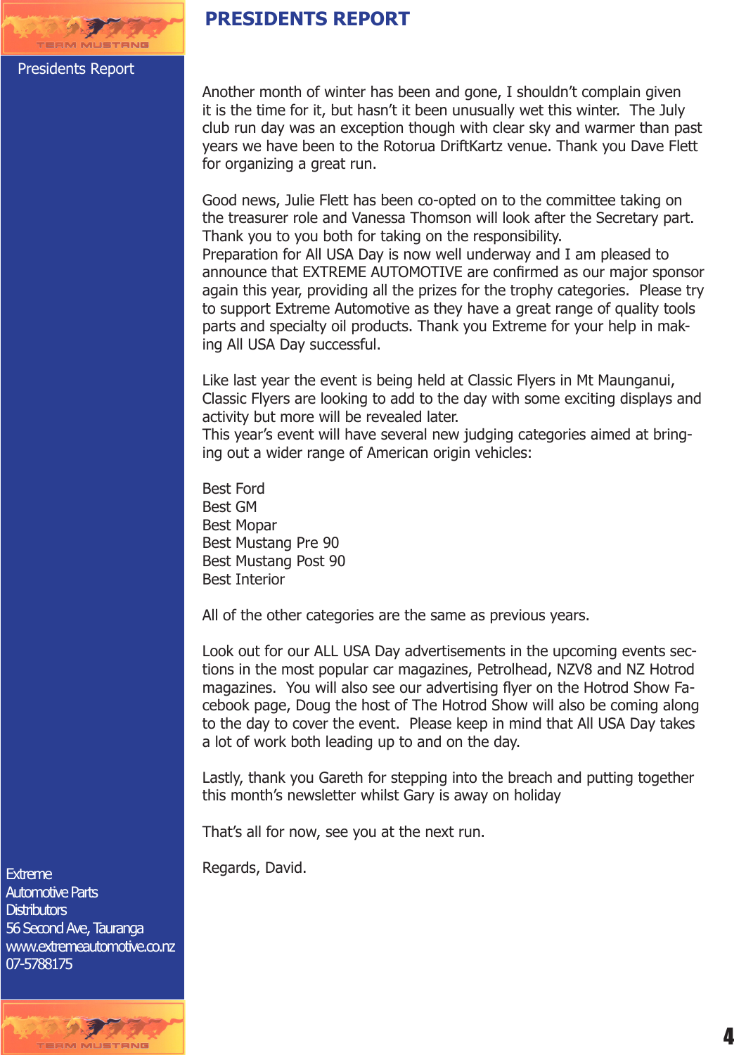# PRESIDENTS REPORT

Presidents Report

Another month of winter has been and gone, I shouldn't complain given it is the time for it, but hasn't it been unusually wet this winter. The July club run day was an exception though with clear sky and warmer than past years we have been to the Rotorua DriftKartz venue. Thank you Dave Flett for organizing a great run.

Good news, Julie Flett has been co-opted on to the committee taking on the treasurer role and Vanessa Thomson will look after the Secretary part. Thank you to you both for taking on the responsibility.
Preparation for All USA Day is now well underway and I am pleased to announce that EXTREME AUTOMOTIVE are confirmed as our major sponsor again this year, providing all the prizes for the trophy categories. Please try to support Extreme Automotive as they have a great range of quality tools parts and specialty oil products. Thank you Extreme for your help in making All USA Day successful.

Like last year the event is being held at Classic Flyers in Mt Maunganui, Classic Flyers are looking to add to the day with some exciting displays and activity but more will be revealed later.
This year's event will have several new judging categories aimed at bringing out a wider range of American origin vehicles:

Best Ford
Best GM
Best Mopar
Best Mustang Pre 90
Best Mustang Post 90
Best Interior

All of the other categories are the same as previous years.

Look out for our ALL USA Day advertisements in the upcoming events sections in the most popular car magazines, Petrolhead, NZV8 and NZ Hotrod magazines. You will also see our advertising flyer on the Hotrod Show Facebook page, Doug the host of The Hotrod Show will also be coming along to the day to cover the event. Please keep in mind that All USA Day takes a lot of work both leading up to and on the day.

Lastly, thank you Gareth for stepping into the breach and putting together this month's newsletter whilst Gary is away on holiday

That's all for now, see you at the next run.

Regards, David.

Extreme
Automotive Parts
Distributors
56 Second Ave, Tauranga
www.extremeautomotive.co.nz
07-5788175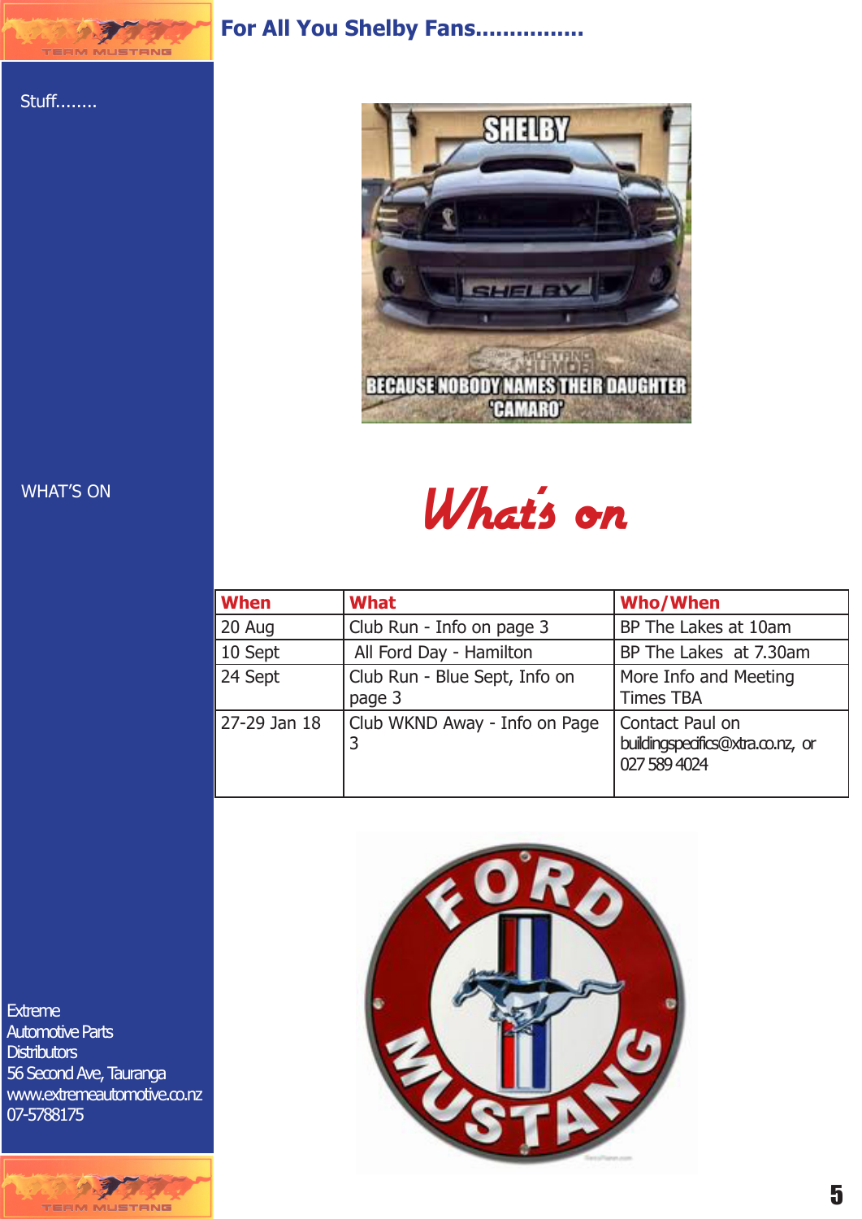## For All You Shelby Fans................

Stuff........

WHAT'S ON

# What's on

| When | What | Who/When |
|---|---|---|
| 20 Aug | Club Run - Info on page 3 | BP The Lakes at 10am |
| 10 Sept | All Ford Day - Hamilton | BP The Lakes at 7.30am |
| 24 Sept | Club Run - Blue Sept, Info on page 3 | More Info and Meeting Times TBA |
| 27-29 Jan 18 | Club WKND Away - Info on Page 3 | Contact Paul on buildingspecifics@xtra.co.nz, or 027 589 4024 |

Extreme
Automotive Parts
Distributors
56 Second Ave, Tauranga
www.extremeautomotive.co.nz
07-5788175